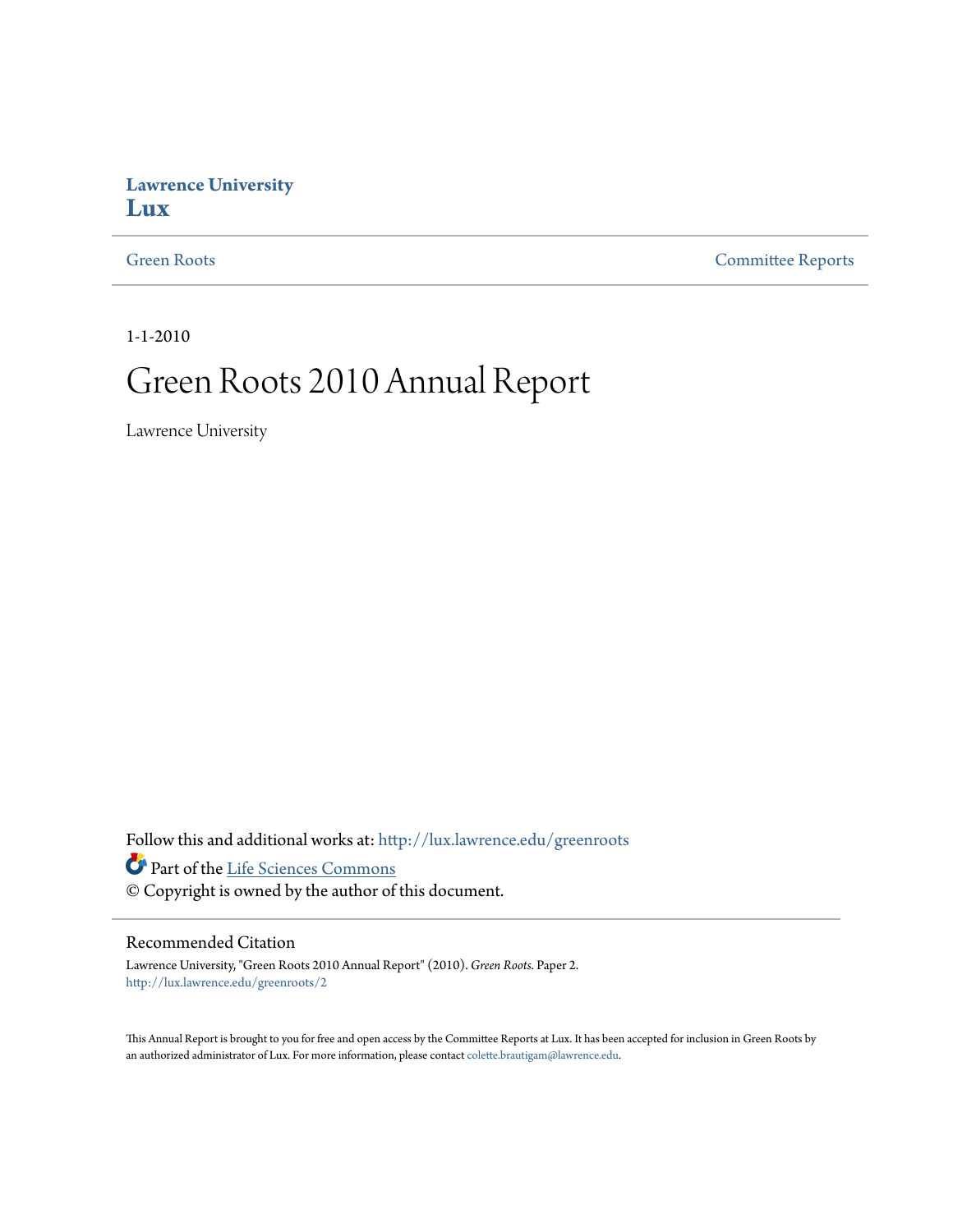Lawrence University
**Lux**

Green Roots | Committee Reports

1-1-2010

# Green Roots 2010 Annual Report

Lawrence University

Follow this and additional works at: http://lux.lawrence.edu/greenroots

Part of the Life Sciences Commons

© Copyright is owned by the author of this document.

## Recommended Citation

Lawrence University, "Green Roots 2010 Annual Report" (2010). *Green Roots.* Paper 2.
http://lux.lawrence.edu/greenroots/2

This Annual Report is brought to you for free and open access by the Committee Reports at Lux. It has been accepted for inclusion in Green Roots by an authorized administrator of Lux. For more information, please contact colette.brautigam@lawrence.edu.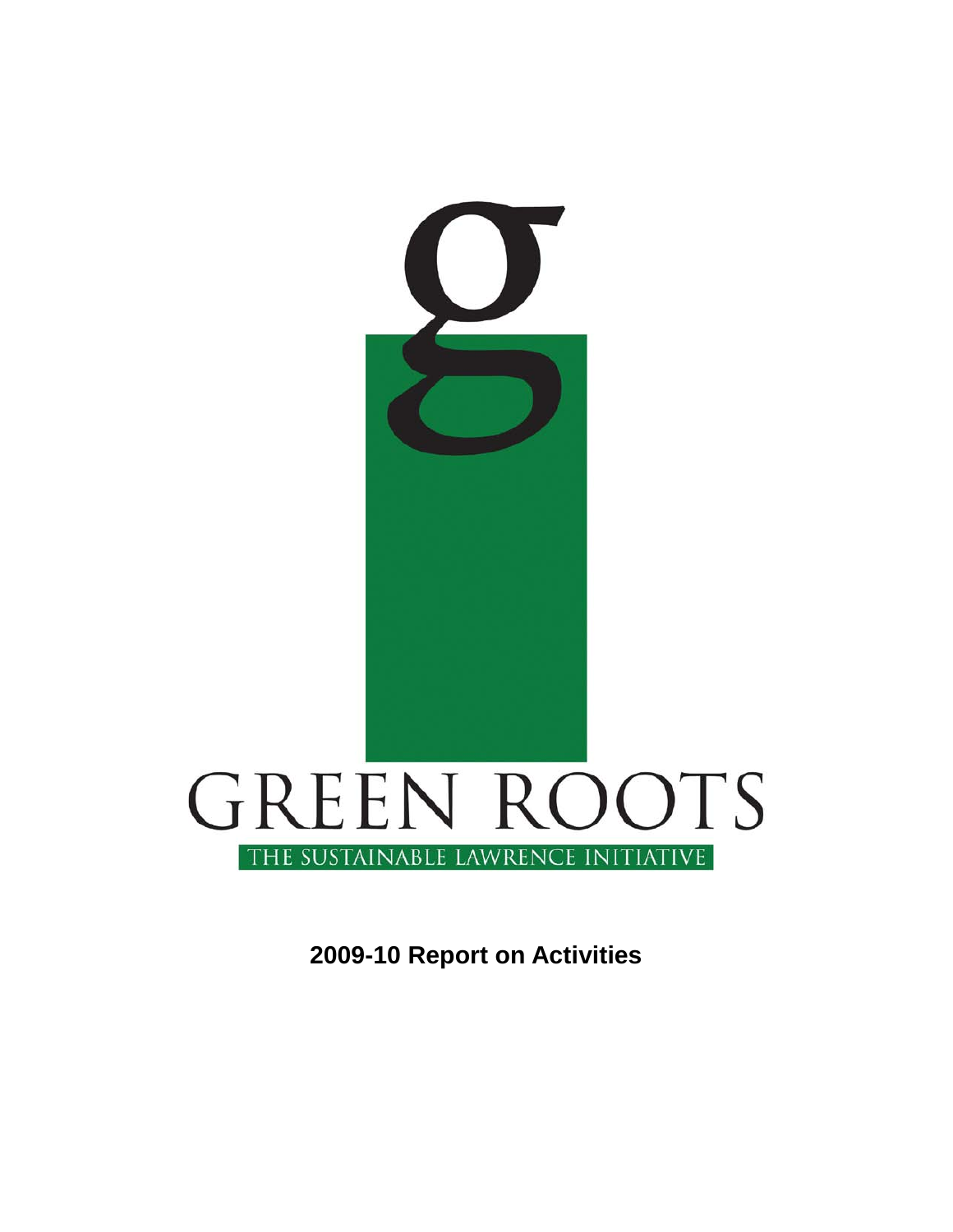# GREEN ROOTS

THE SUSTAINABLE LAWRENCE INITIATIVE

**2009-10 Report on Activities**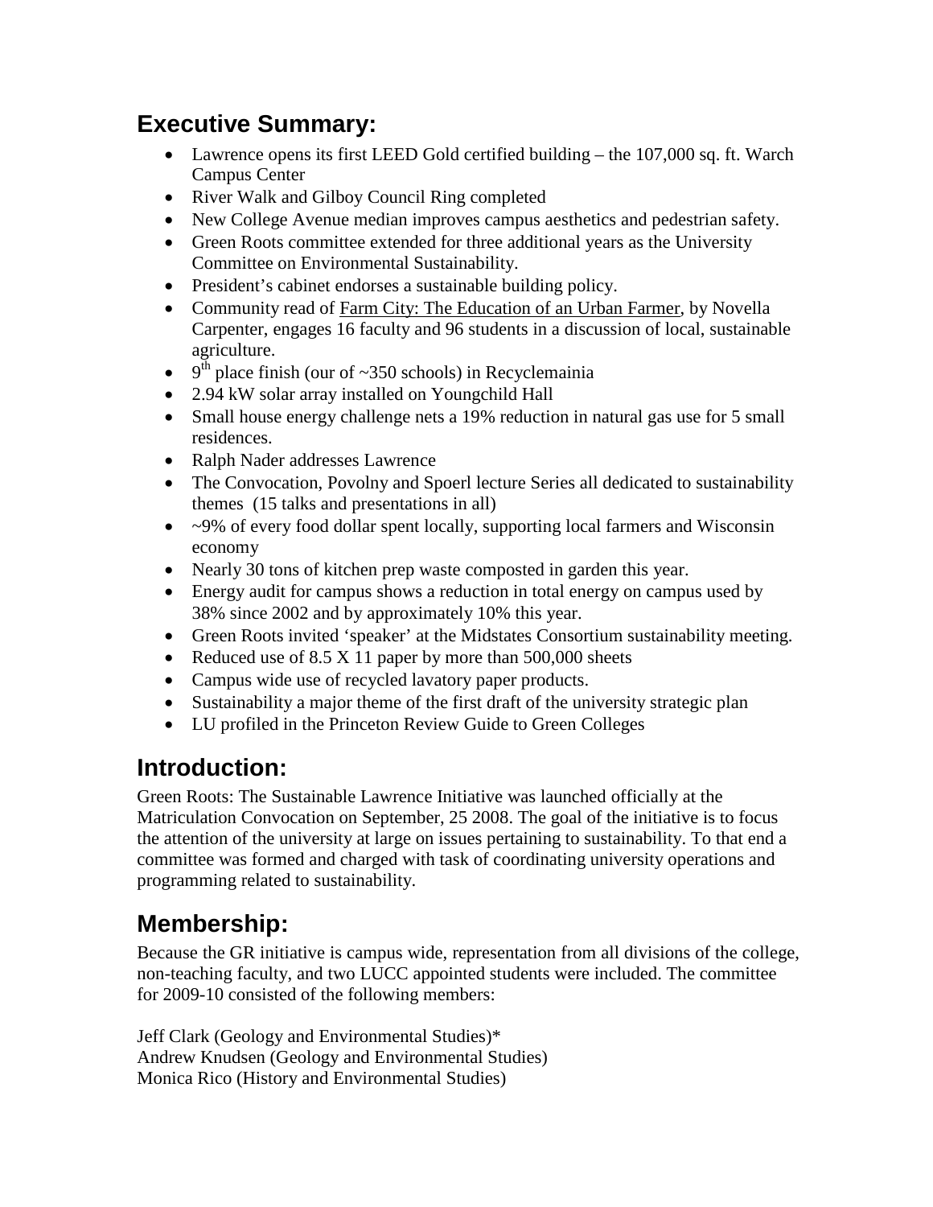## Executive Summary:

- Lawrence opens its first LEED Gold certified building – the 107,000 sq. ft. Warch Campus Center
- River Walk and Gilboy Council Ring completed
- New College Avenue median improves campus aesthetics and pedestrian safety.
- Green Roots committee extended for three additional years as the University Committee on Environmental Sustainability.
- President's cabinet endorses a sustainable building policy.
- Community read of Farm City: The Education of an Urban Farmer, by Novella Carpenter, engages 16 faculty and 96 students in a discussion of local, sustainable agriculture.
- 9th place finish (our of ~350 schools) in Recyclemainia
- 2.94 kW solar array installed on Youngchild Hall
- Small house energy challenge nets a 19% reduction in natural gas use for 5 small residences.
- Ralph Nader addresses Lawrence
- The Convocation, Povolny and Spoerl lecture Series all dedicated to sustainability themes (15 talks and presentations in all)
- ~9% of every food dollar spent locally, supporting local farmers and Wisconsin economy
- Nearly 30 tons of kitchen prep waste composted in garden this year.
- Energy audit for campus shows a reduction in total energy on campus used by 38% since 2002 and by approximately 10% this year.
- Green Roots invited 'speaker' at the Midstates Consortium sustainability meeting.
- Reduced use of 8.5 X 11 paper by more than 500,000 sheets
- Campus wide use of recycled lavatory paper products.
- Sustainability a major theme of the first draft of the university strategic plan
- LU profiled in the Princeton Review Guide to Green Colleges

## Introduction:

Green Roots: The Sustainable Lawrence Initiative was launched officially at the Matriculation Convocation on September, 25 2008. The goal of the initiative is to focus the attention of the university at large on issues pertaining to sustainability. To that end a committee was formed and charged with task of coordinating university operations and programming related to sustainability.

## Membership:

Because the GR initiative is campus wide, representation from all divisions of the college, non-teaching faculty, and two LUCC appointed students were included. The committee for 2009-10 consisted of the following members:

Jeff Clark (Geology and Environmental Studies)*
Andrew Knudsen (Geology and Environmental Studies)
Monica Rico (History and Environmental Studies)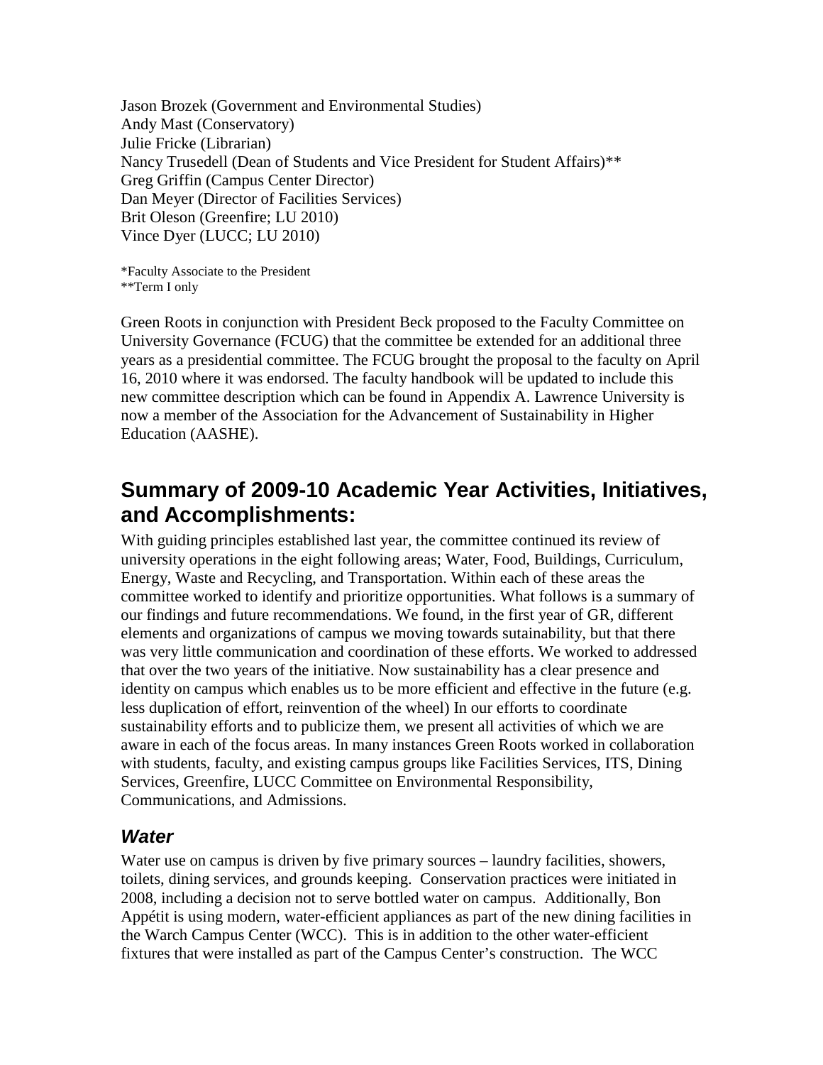Jason Brozek (Government and Environmental Studies)
Andy Mast (Conservatory)
Julie Fricke (Librarian)
Nancy Trusedell (Dean of Students and Vice President for Student Affairs)**
Greg Griffin (Campus Center Director)
Dan Meyer (Director of Facilities Services)
Brit Oleson (Greenfire; LU 2010)
Vince Dyer (LUCC; LU 2010)

*Faculty Associate to the President
**Term I only

Green Roots in conjunction with President Beck proposed to the Faculty Committee on University Governance (FCUG) that the committee be extended for an additional three years as a presidential committee. The FCUG brought the proposal to the faculty on April 16, 2010 where it was endorsed. The faculty handbook will be updated to include this new committee description which can be found in Appendix A. Lawrence University is now a member of the Association for the Advancement of Sustainability in Higher Education (AASHE).

## Summary of 2009-10 Academic Year Activities, Initiatives, and Accomplishments:

With guiding principles established last year, the committee continued its review of university operations in the eight following areas; Water, Food, Buildings, Curriculum, Energy, Waste and Recycling, and Transportation. Within each of these areas the committee worked to identify and prioritize opportunities. What follows is a summary of our findings and future recommendations. We found, in the first year of GR, different elements and organizations of campus we moving towards sutainability, but that there was very little communication and coordination of these efforts. We worked to addressed that over the two years of the initiative. Now sustainability has a clear presence and identity on campus which enables us to be more efficient and effective in the future (e.g. less duplication of effort, reinvention of the wheel) In our efforts to coordinate sustainability efforts and to publicize them, we present all activities of which we are aware in each of the focus areas. In many instances Green Roots worked in collaboration with students, faculty, and existing campus groups like Facilities Services, ITS, Dining Services, Greenfire, LUCC Committee on Environmental Responsibility, Communications, and Admissions.

### *Water*

Water use on campus is driven by five primary sources – laundry facilities, showers, toilets, dining services, and grounds keeping. Conservation practices were initiated in 2008, including a decision not to serve bottled water on campus. Additionally, Bon Appétit is using modern, water-efficient appliances as part of the new dining facilities in the Warch Campus Center (WCC). This is in addition to the other water-efficient fixtures that were installed as part of the Campus Center's construction. The WCC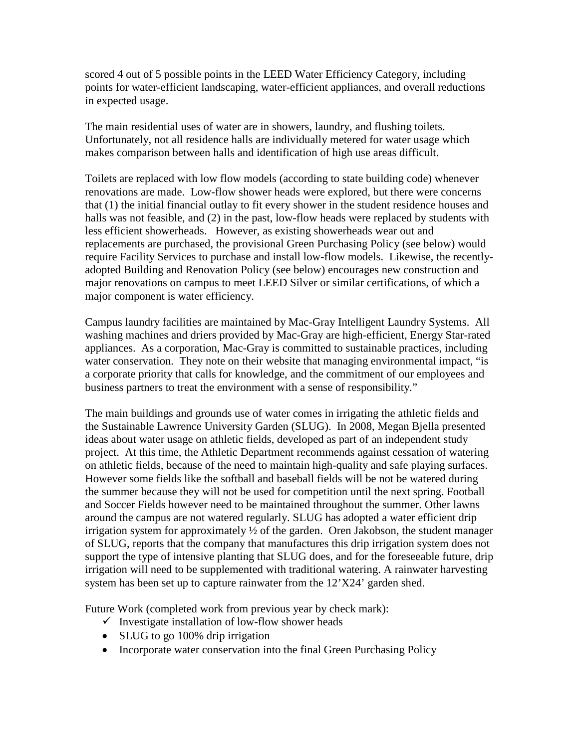scored 4 out of 5 possible points in the LEED Water Efficiency Category, including points for water-efficient landscaping, water-efficient appliances, and overall reductions in expected usage.

The main residential uses of water are in showers, laundry, and flushing toilets. Unfortunately, not all residence halls are individually metered for water usage which makes comparison between halls and identification of high use areas difficult.

Toilets are replaced with low flow models (according to state building code) whenever renovations are made. Low-flow shower heads were explored, but there were concerns that (1) the initial financial outlay to fit every shower in the student residence houses and halls was not feasible, and (2) in the past, low-flow heads were replaced by students with less efficient showerheads. However, as existing showerheads wear out and replacements are purchased, the provisional Green Purchasing Policy (see below) would require Facility Services to purchase and install low-flow models. Likewise, the recently-adopted Building and Renovation Policy (see below) encourages new construction and major renovations on campus to meet LEED Silver or similar certifications, of which a major component is water efficiency.

Campus laundry facilities are maintained by Mac-Gray Intelligent Laundry Systems. All washing machines and driers provided by Mac-Gray are high-efficient, Energy Star-rated appliances. As a corporation, Mac-Gray is committed to sustainable practices, including water conservation. They note on their website that managing environmental impact, "is a corporate priority that calls for knowledge, and the commitment of our employees and business partners to treat the environment with a sense of responsibility."

The main buildings and grounds use of water comes in irrigating the athletic fields and the Sustainable Lawrence University Garden (SLUG). In 2008, Megan Bjella presented ideas about water usage on athletic fields, developed as part of an independent study project. At this time, the Athletic Department recommends against cessation of watering on athletic fields, because of the need to maintain high-quality and safe playing surfaces. However some fields like the softball and baseball fields will be not be watered during the summer because they will not be used for competition until the next spring. Football and Soccer Fields however need to be maintained throughout the summer. Other lawns around the campus are not watered regularly. SLUG has adopted a water efficient drip irrigation system for approximately ½ of the garden. Oren Jakobson, the student manager of SLUG, reports that the company that manufactures this drip irrigation system does not support the type of intensive planting that SLUG does, and for the foreseeable future, drip irrigation will need to be supplemented with traditional watering. A rainwater harvesting system has been set up to capture rainwater from the 12'X24' garden shed.

Future Work (completed work from previous year by check mark):

- ✓ Investigate installation of low-flow shower heads
- SLUG to go 100% drip irrigation
- Incorporate water conservation into the final Green Purchasing Policy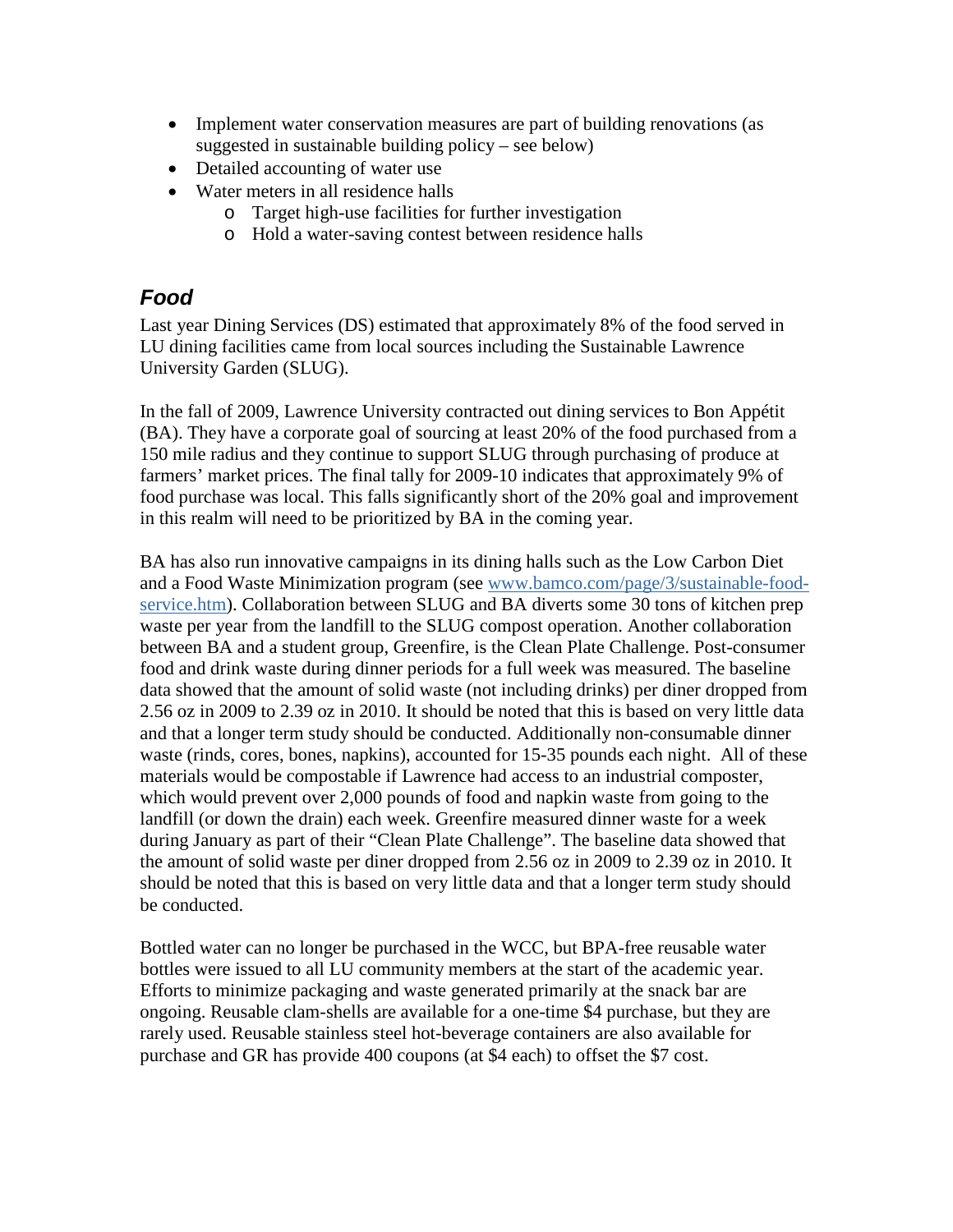- Implement water conservation measures are part of building renovations (as suggested in sustainable building policy – see below)
- Detailed accounting of water use
- Water meters in all residence halls
    - Target high-use facilities for further investigation
    - Hold a water-saving contest between residence halls

## *Food*

Last year Dining Services (DS) estimated that approximately 8% of the food served in LU dining facilities came from local sources including the Sustainable Lawrence University Garden (SLUG).

In the fall of 2009, Lawrence University contracted out dining services to Bon Appétit (BA). They have a corporate goal of sourcing at least 20% of the food purchased from a 150 mile radius and they continue to support SLUG through purchasing of produce at farmers' market prices. The final tally for 2009-10 indicates that approximately 9% of food purchase was local. This falls significantly short of the 20% goal and improvement in this realm will need to be prioritized by BA in the coming year.

BA has also run innovative campaigns in its dining halls such as the Low Carbon Diet and a Food Waste Minimization program (see [www.bamco.com/page/3/sustainable-food-service.htm](www.bamco.com/page/3/sustainable-food-service.htm)). Collaboration between SLUG and BA diverts some 30 tons of kitchen prep waste per year from the landfill to the SLUG compost operation. Another collaboration between BA and a student group, Greenfire, is the Clean Plate Challenge. Post-consumer food and drink waste during dinner periods for a full week was measured. The baseline data showed that the amount of solid waste (not including drinks) per diner dropped from 2.56 oz in 2009 to 2.39 oz in 2010. It should be noted that this is based on very little data and that a longer term study should be conducted. Additionally non-consumable dinner waste (rinds, cores, bones, napkins), accounted for 15-35 pounds each night. All of these materials would be compostable if Lawrence had access to an industrial composter, which would prevent over 2,000 pounds of food and napkin waste from going to the landfill (or down the drain) each week. Greenfire measured dinner waste for a week during January as part of their "Clean Plate Challenge". The baseline data showed that the amount of solid waste per diner dropped from 2.56 oz in 2009 to 2.39 oz in 2010. It should be noted that this is based on very little data and that a longer term study should be conducted.

Bottled water can no longer be purchased in the WCC, but BPA-free reusable water bottles were issued to all LU community members at the start of the academic year. Efforts to minimize packaging and waste generated primarily at the snack bar are ongoing. Reusable clam-shells are available for a one-time $4 purchase, but they are rarely used. Reusable stainless steel hot-beverage containers are also available for purchase and GR has provide 400 coupons (at $4 each) to offset the $7 cost.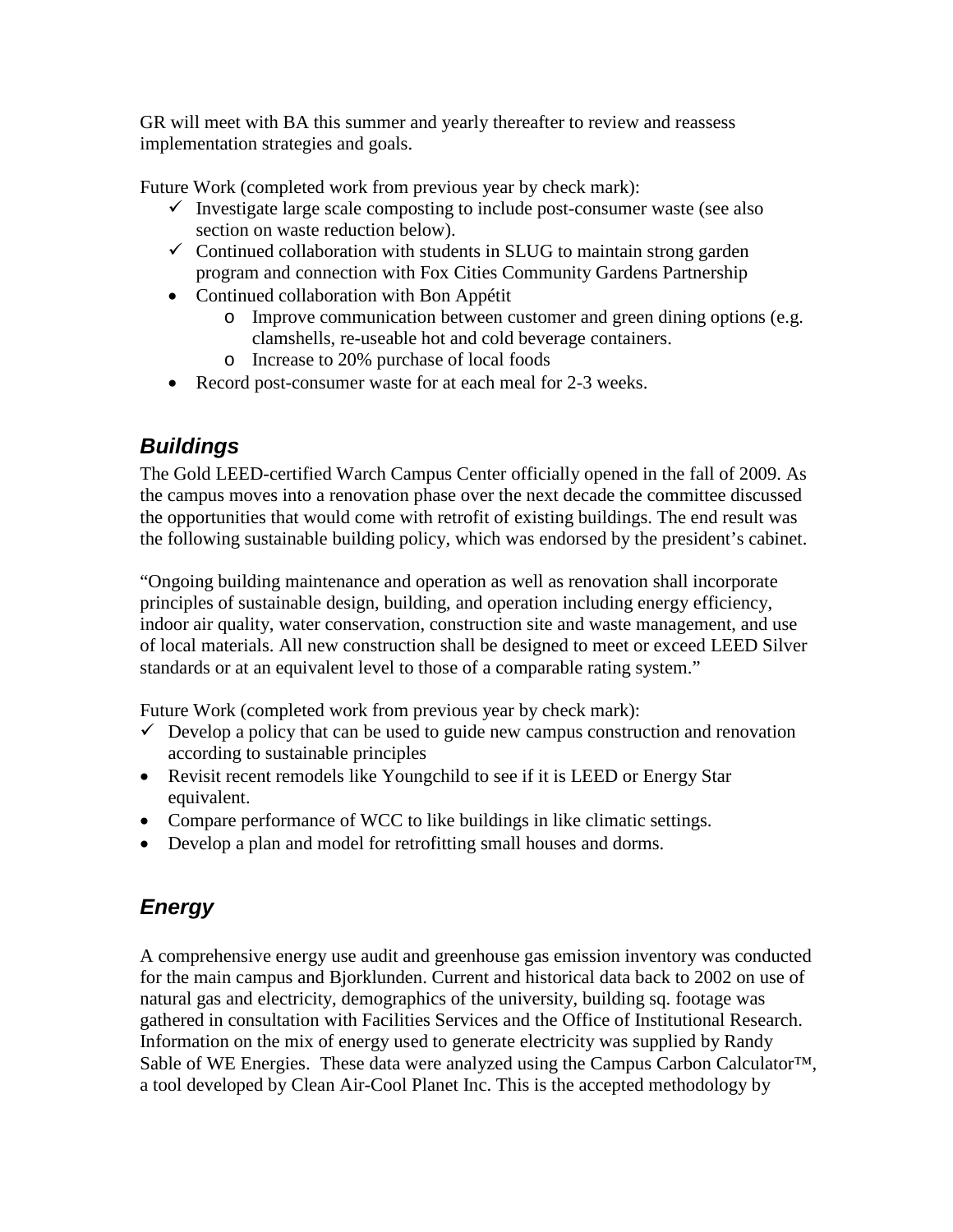GR will meet with BA this summer and yearly thereafter to review and reassess implementation strategies and goals.

Future Work (completed work from previous year by check mark):

- ✓ Investigate large scale composting to include post-consumer waste (see also section on waste reduction below).
- ✓ Continued collaboration with students in SLUG to maintain strong garden program and connection with Fox Cities Community Gardens Partnership
- Continued collaboration with Bon Appétit
  - Improve communication between customer and green dining options (e.g. clamshells, re-useable hot and cold beverage containers.
  - Increase to 20% purchase of local foods
- Record post-consumer waste for at each meal for 2-3 weeks.

## *Buildings*

The Gold LEED-certified Warch Campus Center officially opened in the fall of 2009. As the campus moves into a renovation phase over the next decade the committee discussed the opportunities that would come with retrofit of existing buildings. The end result was the following sustainable building policy, which was endorsed by the president's cabinet.

"Ongoing building maintenance and operation as well as renovation shall incorporate principles of sustainable design, building, and operation including energy efficiency, indoor air quality, water conservation, construction site and waste management, and use of local materials. All new construction shall be designed to meet or exceed LEED Silver standards or at an equivalent level to those of a comparable rating system."

Future Work (completed work from previous year by check mark):

- ✓ Develop a policy that can be used to guide new campus construction and renovation according to sustainable principles
- Revisit recent remodels like Youngchild to see if it is LEED or Energy Star equivalent.
- Compare performance of WCC to like buildings in like climatic settings.
- Develop a plan and model for retrofitting small houses and dorms.

## *Energy*

A comprehensive energy use audit and greenhouse gas emission inventory was conducted for the main campus and Bjorklunden. Current and historical data back to 2002 on use of natural gas and electricity, demographics of the university, building sq. footage was gathered in consultation with Facilities Services and the Office of Institutional Research. Information on the mix of energy used to generate electricity was supplied by Randy Sable of WE Energies. These data were analyzed using the Campus Carbon Calculator™, a tool developed by Clean Air-Cool Planet Inc. This is the accepted methodology by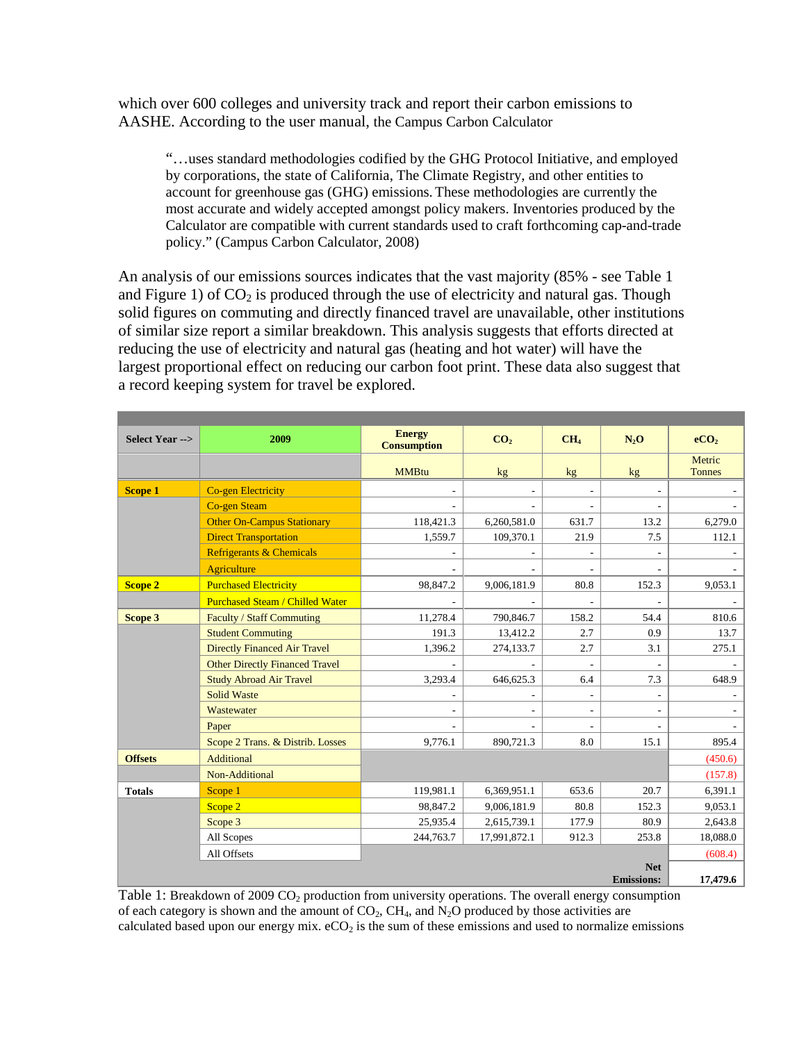which over 600 colleges and university track and report their carbon emissions to AASHE. According to the user manual, the Campus Carbon Calculator

> "…uses standard methodologies codified by the GHG Protocol Initiative, and employed by corporations, the state of California, The Climate Registry, and other entities to account for greenhouse gas (GHG) emissions. These methodologies are currently the most accurate and widely accepted amongst policy makers. Inventories produced by the Calculator are compatible with current standards used to craft forthcoming cap-and-trade policy." (Campus Carbon Calculator, 2008)

An analysis of our emissions sources indicates that the vast majority (85% - see Table 1 and Figure 1) of $CO_2$ is produced through the use of electricity and natural gas. Though solid figures on commuting and directly financed travel are unavailable, other institutions of similar size report a similar breakdown. This analysis suggests that efforts directed at reducing the use of electricity and natural gas (heating and hot water) will have the largest proportional effect on reducing our carbon foot print. These data also suggest that a record keeping system for travel be explored.

| Select Year --> | 2009 | Energy Consumption | $CO_2$ | $CH_4$ | $N_2O$ | $eCO_2$ |
|---|---|---|---|---|---|---|
| | | MMBtu | kg | kg | kg | Metric Tonnes |
| **Scope 1** | Co-gen Electricity | - | - | - | - | - |
| | Co-gen Steam | - | - | - | - | - |
| | Other On-Campus Stationary | 118,421.3 | 6,260,581.0 | 631.7 | 13.2 | 6,279.0 |
| | Direct Transportation | 1,559.7 | 109,370.1 | 21.9 | 7.5 | 112.1 |
| | Refrigerants & Chemicals | - | - | - | - | - |
| | Agriculture | - | - | - | - | - |
| **Scope 2** | Purchased Electricity | 98,847.2 | 9,006,181.9 | 80.8 | 152.3 | 9,053.1 |
| | Purchased Steam / Chilled Water | - | - | - | - | - |
| **Scope 3** | Faculty / Staff Commuting | 11,278.4 | 790,846.7 | 158.2 | 54.4 | 810.6 |
| | Student Commuting | 191.3 | 13,412.2 | 2.7 | 0.9 | 13.7 |
| | Directly Financed Air Travel | 1,396.2 | 274,133.7 | 2.7 | 3.1 | 275.1 |
| | Other Directly Financed Travel | - | - | - | - | - |
| | Study Abroad Air Travel | 3,293.4 | 646,625.3 | 6.4 | 7.3 | 648.9 |
| | Solid Waste | - | - | - | - | - |
| | Wastewater | - | - | - | - | - |
| | Paper | - | - | - | - | - |
| | Scope 2 Trans. & Distrib. Losses | 9,776.1 | 890,721.3 | 8.0 | 15.1 | 895.4 |
| **Offsets** | Additional | | | | | (450.6) |
| | Non-Additional | | | | | (157.8) |
| **Totals** | Scope 1 | 119,981.1 | 6,369,951.1 | 653.6 | 20.7 | 6,391.1 |
| | Scope 2 | 98,847.2 | 9,006,181.9 | 80.8 | 152.3 | 9,053.1 |
| | Scope 3 | 25,935.4 | 2,615,739.1 | 177.9 | 80.9 | 2,643.8 |
| | All Scopes | 244,763.7 | 17,991,872.1 | 912.3 | 253.8 | 18,088.0 |
| | All Offsets | | | | | (608.4) |
| | | | | | **Net Emissions:** | **17,479.6** |

Table 1: Breakdown of 2009 $CO_2$ production from university operations. The overall energy consumption of each category is shown and the amount of $CO_2$, $CH_4$, and $N_2O$ produced by those activities are calculated based upon our energy mix. $eCO_2$ is the sum of these emissions and used to normalize emissions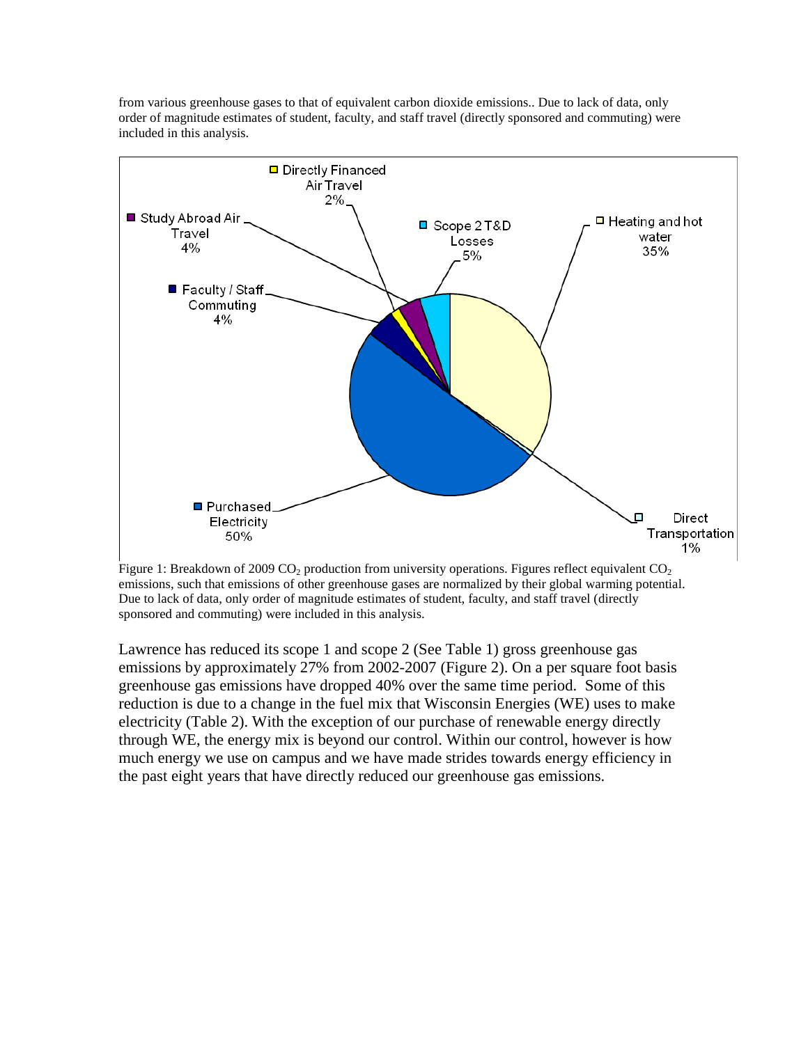from various greenhouse gases to that of equivalent carbon dioxide emissions.. Due to lack of data, only order of magnitude estimates of student, faculty, and staff travel (directly sponsored and commuting) were included in this analysis.

Figure 1: Breakdown of 2009 $CO_2$ production from university operations. Figures reflect equivalent $CO_2$ emissions, such that emissions of other greenhouse gases are normalized by their global warming potential. Due to lack of data, only order of magnitude estimates of student, faculty, and staff travel (directly sponsored and commuting) were included in this analysis.

Lawrence has reduced its scope 1 and scope 2 (See Table 1) gross greenhouse gas emissions by approximately 27% from 2002-2007 (Figure 2). On a per square foot basis greenhouse gas emissions have dropped 40% over the same time period. Some of this reduction is due to a change in the fuel mix that Wisconsin Energies (WE) uses to make electricity (Table 2). With the exception of our purchase of renewable energy directly through WE, the energy mix is beyond our control. Within our control, however is how much energy we use on campus and we have made strides towards energy efficiency in the past eight years that have directly reduced our greenhouse gas emissions.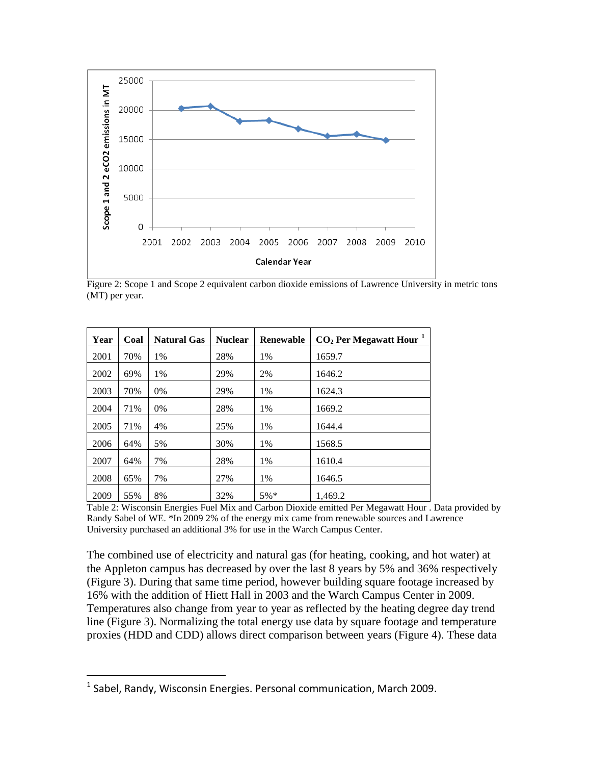Figure 2: Scope 1 and Scope 2 equivalent carbon dioxide emissions of Lawrence University in metric tons (MT) per year.

| Year | Coal | Natural Gas | Nuclear | Renewable | $CO_2$ Per Megawatt Hour [1] |
|---|---|---|---|---|---|
| 2001 | 70% | 1% | 28% | 1% | 1659.7 |
| 2002 | 69% | 1% | 29% | 2% | 1646.2 |
| 2003 | 70% | 0% | 29% | 1% | 1624.3 |
| 2004 | 71% | 0% | 28% | 1% | 1669.2 |
| 2005 | 71% | 4% | 25% | 1% | 1644.4 |
| 2006 | 64% | 5% | 30% | 1% | 1568.5 |
| 2007 | 64% | 7% | 28% | 1% | 1610.4 |
| 2008 | 65% | 7% | 27% | 1% | 1646.5 |
| 2009 | 55% | 8% | 32% | 5%* | 1,469.2 |

Table 2: Wisconsin Energies Fuel Mix and Carbon Dioxide emitted Per Megawatt Hour . Data provided by Randy Sabel of WE. *In 2009 2% of the energy mix came from renewable sources and Lawrence University purchased an additional 3% for use in the Warch Campus Center.

The combined use of electricity and natural gas (for heating, cooking, and hot water) at the Appleton campus has decreased by over the last 8 years by 5% and 36% respectively (Figure 3). During that same time period, however building square footage increased by 16% with the addition of Hiett Hall in 2003 and the Warch Campus Center in 2009. Temperatures also change from year to year as reflected by the heating degree day trend line (Figure 3). Normalizing the total energy use data by square footage and temperature proxies (HDD and CDD) allows direct comparison between years (Figure 4). These data

[1] Sabel, Randy, Wisconsin Energies. Personal communication, March 2009.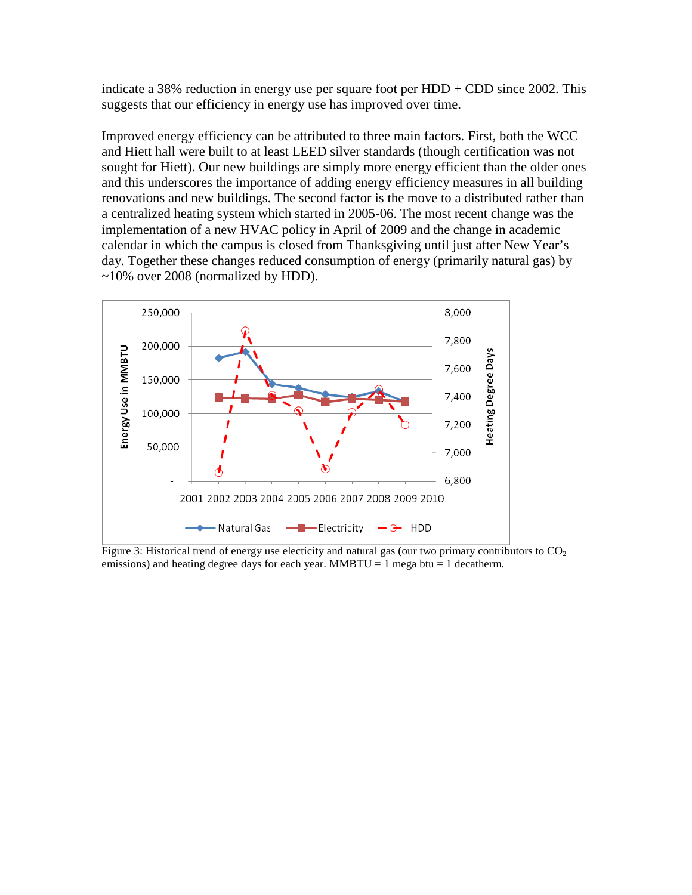indicate a 38% reduction in energy use per square foot per HDD + CDD since 2002. This suggests that our efficiency in energy use has improved over time.

Improved energy efficiency can be attributed to three main factors. First, both the WCC and Hiett hall were built to at least LEED silver standards (though certification was not sought for Hiett). Our new buildings are simply more energy efficient than the older ones and this underscores the importance of adding energy efficiency measures in all building renovations and new buildings. The second factor is the move to a distributed rather than a centralized heating system which started in 2005-06. The most recent change was the implementation of a new HVAC policy in April of 2009 and the change in academic calendar in which the campus is closed from Thanksgiving until just after New Year's day. Together these changes reduced consumption of energy (primarily natural gas) by ~10% over 2008 (normalized by HDD).

Figure 3: Historical trend of energy use electicity and natural gas (our two primary contributors to $CO_2$ emissions) and heating degree days for each year. MMBTU = 1 mega btu = 1 decatherm.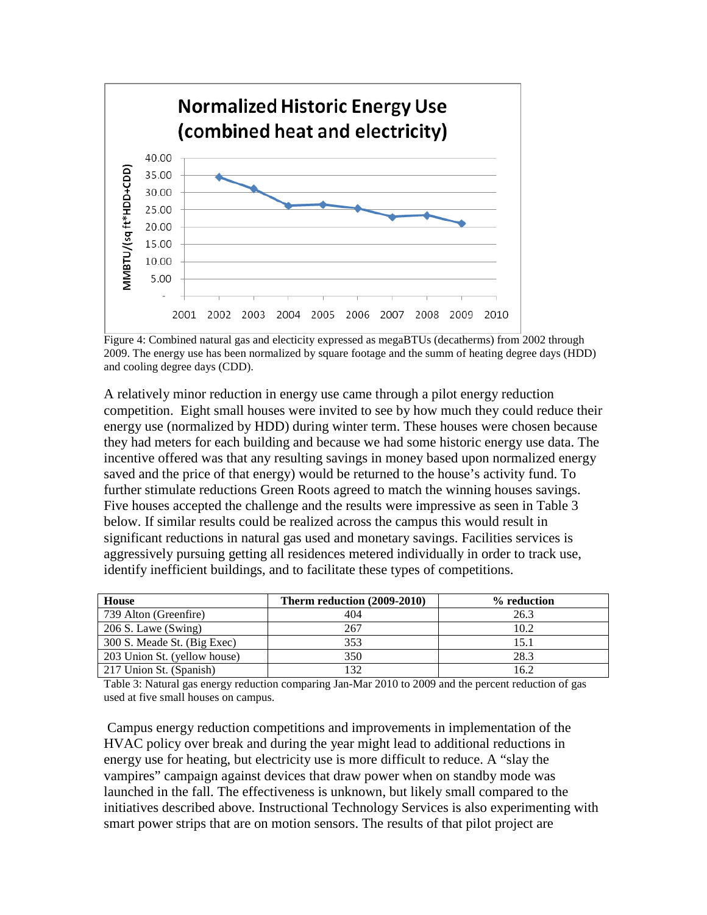Figure 4: Combined natural gas and electicity expressed as megaBTUs (decatherms) from 2002 through 2009. The energy use has been normalized by square footage and the summ of heating degree days (HDD) and cooling degree days (CDD).

A relatively minor reduction in energy use came through a pilot energy reduction competition. Eight small houses were invited to see by how much they could reduce their energy use (normalized by HDD) during winter term. These houses were chosen because they had meters for each building and because we had some historic energy use data. The incentive offered was that any resulting savings in money based upon normalized energy saved and the price of that energy) would be returned to the house's activity fund. To further stimulate reductions Green Roots agreed to match the winning houses savings. Five houses accepted the challenge and the results were impressive as seen in Table 3 below. If similar results could be realized across the campus this would result in significant reductions in natural gas used and monetary savings. Facilities services is aggressively pursuing getting all residences metered individually in order to track use, identify inefficient buildings, and to facilitate these types of competitions.

| House | Therm reduction (2009-2010) | % reduction |
|---|---|---|
| 739 Alton (Greenfire) | 404 | 26.3 |
| 206 S. Lawe (Swing) | 267 | 10.2 |
| 300 S. Meade St. (Big Exec) | 353 | 15.1 |
| 203 Union St. (yellow house) | 350 | 28.3 |
| 217 Union St. (Spanish) | 132 | 16.2 |

Table 3: Natural gas energy reduction comparing Jan-Mar 2010 to 2009 and the percent reduction of gas used at five small houses on campus.

Campus energy reduction competitions and improvements in implementation of the HVAC policy over break and during the year might lead to additional reductions in energy use for heating, but electricity use is more difficult to reduce. A "slay the vampires" campaign against devices that draw power when on standby mode was launched in the fall. The effectiveness is unknown, but likely small compared to the initiatives described above. Instructional Technology Services is also experimenting with smart power strips that are on motion sensors. The results of that pilot project are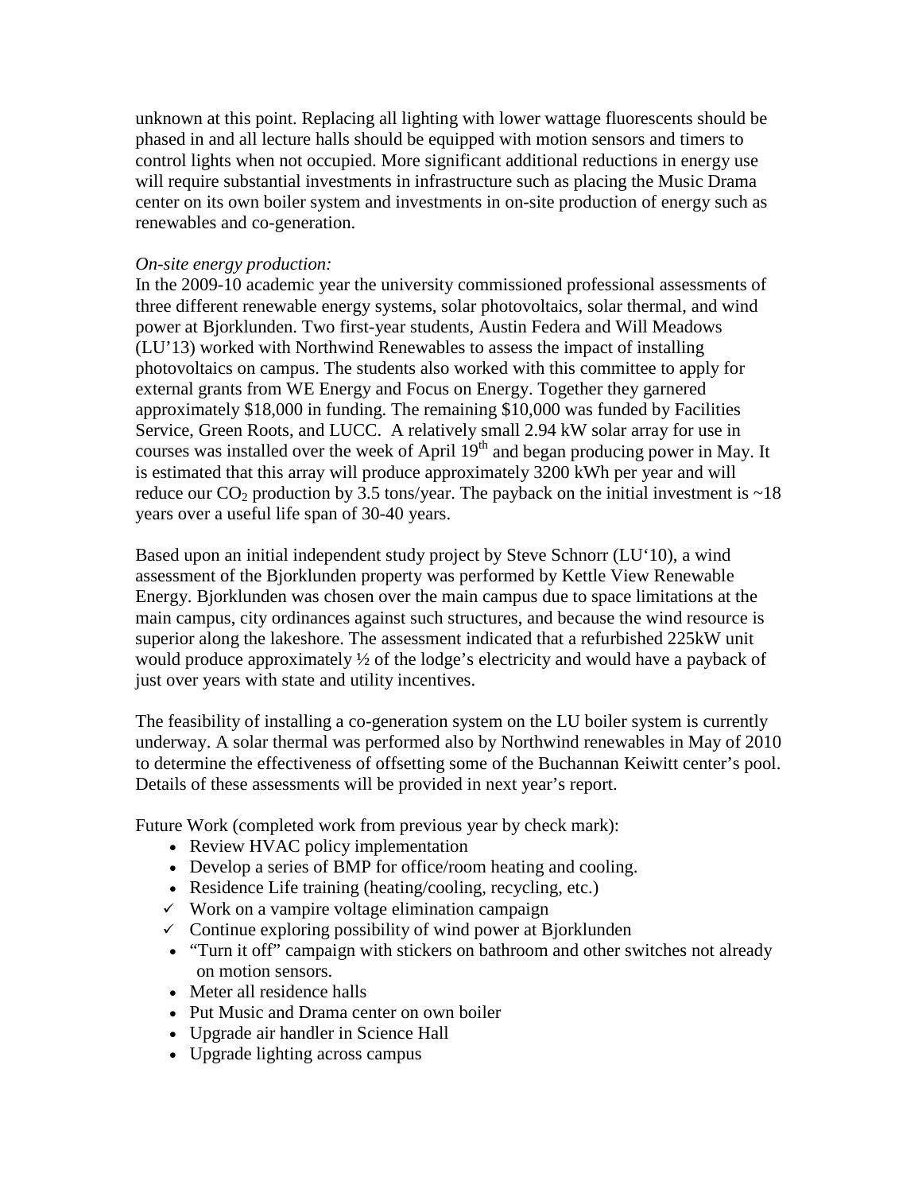unknown at this point. Replacing all lighting with lower wattage fluorescents should be phased in and all lecture halls should be equipped with motion sensors and timers to control lights when not occupied. More significant additional reductions in energy use will require substantial investments in infrastructure such as placing the Music Drama center on its own boiler system and investments in on-site production of energy such as renewables and co-generation.

*On-site energy production:*

In the 2009-10 academic year the university commissioned professional assessments of three different renewable energy systems, solar photovoltaics, solar thermal, and wind power at Bjorklunden. Two first-year students, Austin Federa and Will Meadows (LU'13) worked with Northwind Renewables to assess the impact of installing photovoltaics on campus. The students also worked with this committee to apply for external grants from WE Energy and Focus on Energy. Together they garnered approximately $18,000 in funding. The remaining $10,000 was funded by Facilities Service, Green Roots, and LUCC. A relatively small 2.94 kW solar array for use in courses was installed over the week of April 19th and began producing power in May. It is estimated that this array will produce approximately 3200 kWh per year and will reduce our $CO_2$ production by 3.5 tons/year. The payback on the initial investment is ~18 years over a useful life span of 30-40 years.

Based upon an initial independent study project by Steve Schnorr (LU'10), a wind assessment of the Bjorklunden property was performed by Kettle View Renewable Energy. Bjorklunden was chosen over the main campus due to space limitations at the main campus, city ordinances against such structures, and because the wind resource is superior along the lakeshore. The assessment indicated that a refurbished 225kW unit would produce approximately ½ of the lodge's electricity and would have a payback of just over years with state and utility incentives.

The feasibility of installing a co-generation system on the LU boiler system is currently underway. A solar thermal was performed also by Northwind renewables in May of 2010 to determine the effectiveness of offsetting some of the Buchannan Keiwitt center's pool. Details of these assessments will be provided in next year's report.

Future Work (completed work from previous year by check mark):

- Review HVAC policy implementation
- Develop a series of BMP for office/room heating and cooling.
- Residence Life training (heating/cooling, recycling, etc.)
- ✓ Work on a vampire voltage elimination campaign
- ✓ Continue exploring possibility of wind power at Bjorklunden
- "Turn it off" campaign with stickers on bathroom and other switches not already on motion sensors.
- Meter all residence halls
- Put Music and Drama center on own boiler
- Upgrade air handler in Science Hall
- Upgrade lighting across campus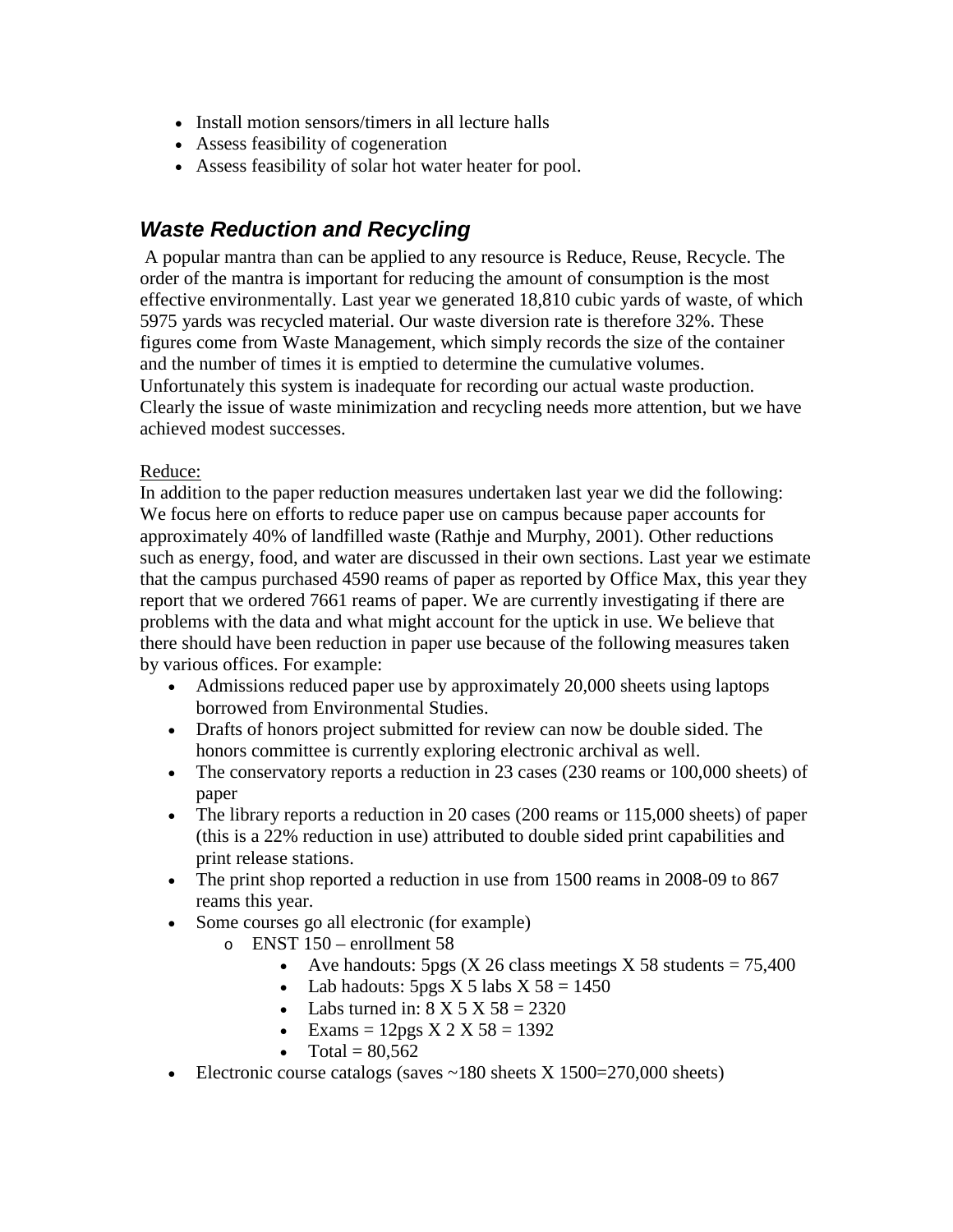- Install motion sensors/timers in all lecture halls
- Assess feasibility of cogeneration
- Assess feasibility of solar hot water heater for pool.

## ***Waste Reduction and Recycling***

A popular mantra than can be applied to any resource is Reduce, Reuse, Recycle. The order of the mantra is important for reducing the amount of consumption is the most effective environmentally. Last year we generated 18,810 cubic yards of waste, of which 5975 yards was recycled material. Our waste diversion rate is therefore 32%. These figures come from Waste Management, which simply records the size of the container and the number of times it is emptied to determine the cumulative volumes. Unfortunately this system is inadequate for recording our actual waste production. Clearly the issue of waste minimization and recycling needs more attention, but we have achieved modest successes.

<u>Reduce:</u>
In addition to the paper reduction measures undertaken last year we did the following: We focus here on efforts to reduce paper use on campus because paper accounts for approximately 40% of landfilled waste (Rathje and Murphy, 2001). Other reductions such as energy, food, and water are discussed in their own sections. Last year we estimate that the campus purchased 4590 reams of paper as reported by Office Max, this year they report that we ordered 7661 reams of paper. We are currently investigating if there are problems with the data and what might account for the uptick in use. We believe that there should have been reduction in paper use because of the following measures taken by various offices. For example:

- Admissions reduced paper use by approximately 20,000 sheets using laptops borrowed from Environmental Studies.
- Drafts of honors project submitted for review can now be double sided. The honors committee is currently exploring electronic archival as well.
- The conservatory reports a reduction in 23 cases (230 reams or 100,000 sheets) of paper
- The library reports a reduction in 20 cases (200 reams or 115,000 sheets) of paper (this is a 22% reduction in use) attributed to double sided print capabilities and print release stations.
- The print shop reported a reduction in use from 1500 reams in 2008-09 to 867 reams this year.
- Some courses go all electronic (for example)
  - ENST 150 – enrollment 58
    - Ave handouts: 5pgs (X 26 class meetings X 58 students = 75,400
    - Lab hadouts: 5pgs X 5 labs X 58 = 1450
    - Labs turned in: 8 X 5 X 58 = 2320
    - Exams = 12pgs X 2 X 58 = 1392
    - Total = 80,562
- Electronic course catalogs (saves ~180 sheets X 1500=270,000 sheets)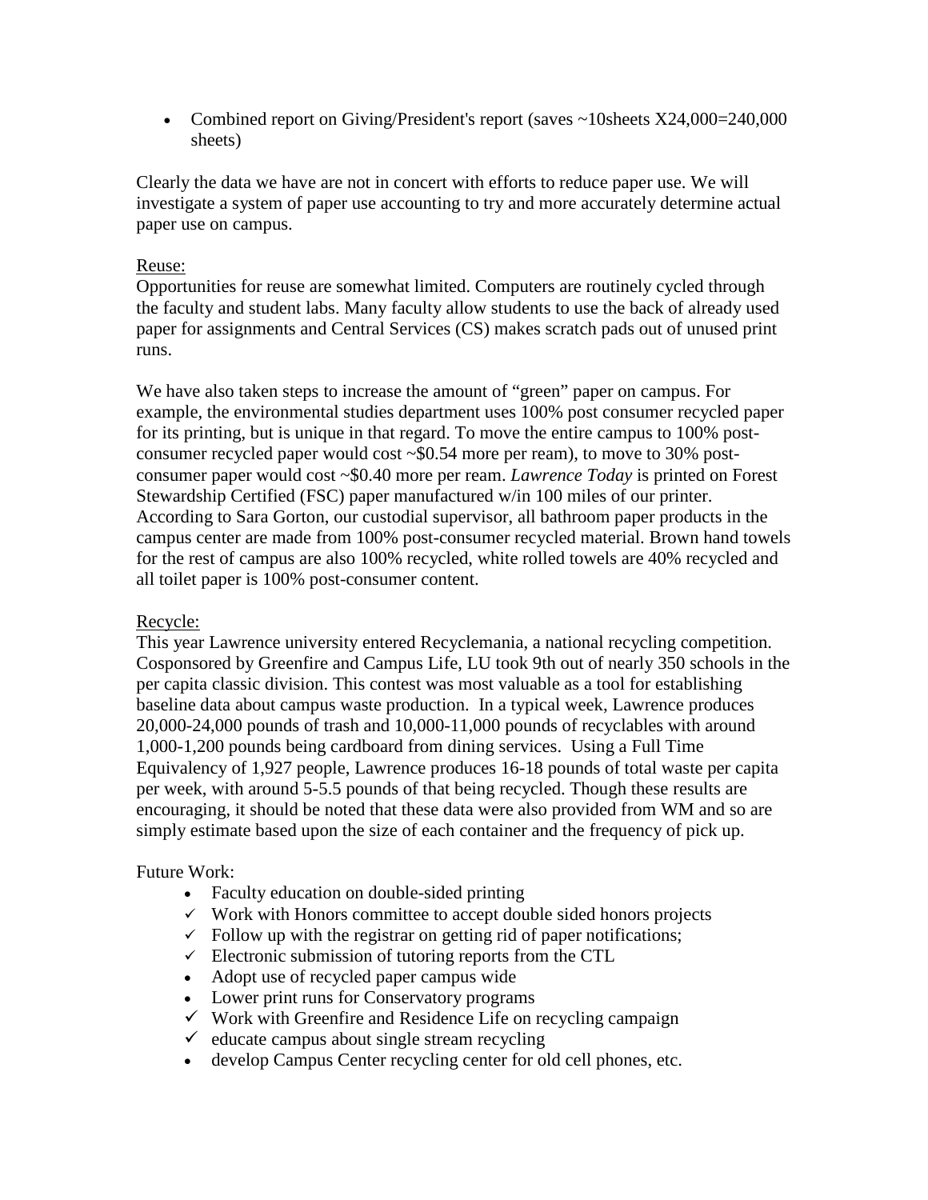- Combined report on Giving/President's report (saves ~10sheets X24,000=240,000 sheets)

Clearly the data we have are not in concert with efforts to reduce paper use. We will investigate a system of paper use accounting to try and more accurately determine actual paper use on campus.

<u>Reuse:</u>
Opportunities for reuse are somewhat limited. Computers are routinely cycled through the faculty and student labs. Many faculty allow students to use the back of already used paper for assignments and Central Services (CS) makes scratch pads out of unused print runs.

We have also taken steps to increase the amount of "green" paper on campus. For example, the environmental studies department uses 100% post consumer recycled paper for its printing, but is unique in that regard. To move the entire campus to 100% post-consumer recycled paper would cost ~$0.54 more per ream), to move to 30% post-consumer paper would cost ~$0.40 more per ream. *Lawrence Today* is printed on Forest Stewardship Certified (FSC) paper manufactured w/in 100 miles of our printer. According to Sara Gorton, our custodial supervisor, all bathroom paper products in the campus center are made from 100% post-consumer recycled material. Brown hand towels for the rest of campus are also 100% recycled, white rolled towels are 40% recycled and all toilet paper is 100% post-consumer content.

<u>Recycle:</u>
This year Lawrence university entered Recyclemania, a national recycling competition. Cosponsored by Greenfire and Campus Life, LU took 9th out of nearly 350 schools in the per capita classic division. This contest was most valuable as a tool for establishing baseline data about campus waste production. In a typical week, Lawrence produces 20,000-24,000 pounds of trash and 10,000-11,000 pounds of recyclables with around 1,000-1,200 pounds being cardboard from dining services. Using a Full Time Equivalency of 1,927 people, Lawrence produces 16-18 pounds of total waste per capita per week, with around 5-5.5 pounds of that being recycled. Though these results are encouraging, it should be noted that these data were also provided from WM and so are simply estimate based upon the size of each container and the frequency of pick up.

Future Work:

- Faculty education on double-sided printing
- ✓ Work with Honors committee to accept double sided honors projects
- ✓ Follow up with the registrar on getting rid of paper notifications;
- ✓ Electronic submission of tutoring reports from the CTL
- Adopt use of recycled paper campus wide
- Lower print runs for Conservatory programs
- ✓ Work with Greenfire and Residence Life on recycling campaign
- ✓ educate campus about single stream recycling
- develop Campus Center recycling center for old cell phones, etc.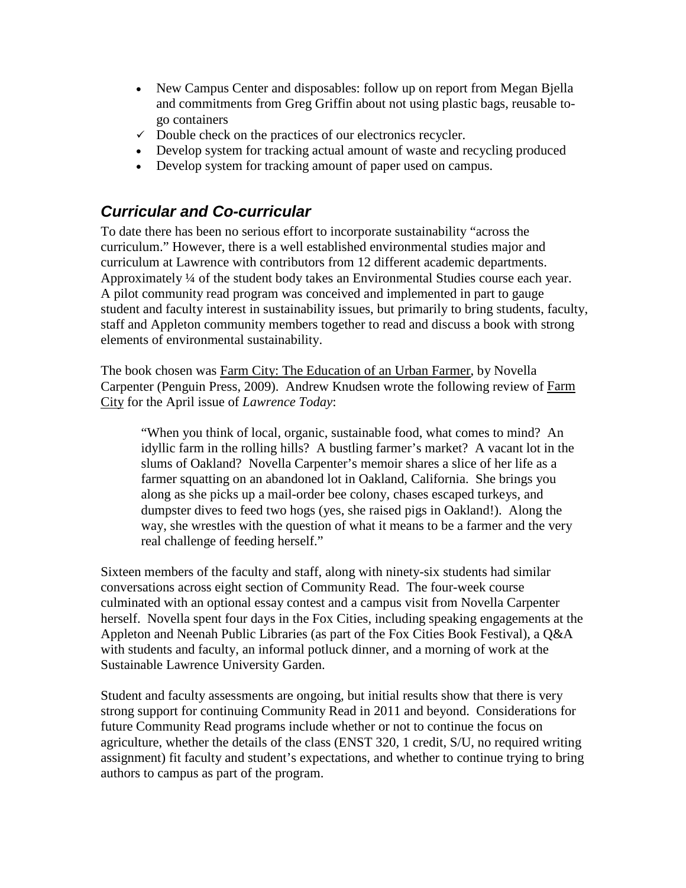- New Campus Center and disposables: follow up on report from Megan Bjella and commitments from Greg Griffin about not using plastic bags, reusable to-go containers
- ✓ Double check on the practices of our electronics recycler.
- Develop system for tracking actual amount of waste and recycling produced
- Develop system for tracking amount of paper used on campus.

## *Curricular and Co-curricular*

To date there has been no serious effort to incorporate sustainability "across the curriculum." However, there is a well established environmental studies major and curriculum at Lawrence with contributors from 12 different academic departments. Approximately ¼ of the student body takes an Environmental Studies course each year. A pilot community read program was conceived and implemented in part to gauge student and faculty interest in sustainability issues, but primarily to bring students, faculty, staff and Appleton community members together to read and discuss a book with strong elements of environmental sustainability.

The book chosen was Farm City: The Education of an Urban Farmer, by Novella Carpenter (Penguin Press, 2009). Andrew Knudsen wrote the following review of Farm City for the April issue of *Lawrence Today*:

> "When you think of local, organic, sustainable food, what comes to mind? An idyllic farm in the rolling hills? A bustling farmer's market? A vacant lot in the slums of Oakland? Novella Carpenter's memoir shares a slice of her life as a farmer squatting on an abandoned lot in Oakland, California. She brings you along as she picks up a mail-order bee colony, chases escaped turkeys, and dumpster dives to feed two hogs (yes, she raised pigs in Oakland!). Along the way, she wrestles with the question of what it means to be a farmer and the very real challenge of feeding herself."

Sixteen members of the faculty and staff, along with ninety-six students had similar conversations across eight section of Community Read. The four-week course culminated with an optional essay contest and a campus visit from Novella Carpenter herself. Novella spent four days in the Fox Cities, including speaking engagements at the Appleton and Neenah Public Libraries (as part of the Fox Cities Book Festival), a Q&A with students and faculty, an informal potluck dinner, and a morning of work at the Sustainable Lawrence University Garden.

Student and faculty assessments are ongoing, but initial results show that there is very strong support for continuing Community Read in 2011 and beyond. Considerations for future Community Read programs include whether or not to continue the focus on agriculture, whether the details of the class (ENST 320, 1 credit, S/U, no required writing assignment) fit faculty and student's expectations, and whether to continue trying to bring authors to campus as part of the program.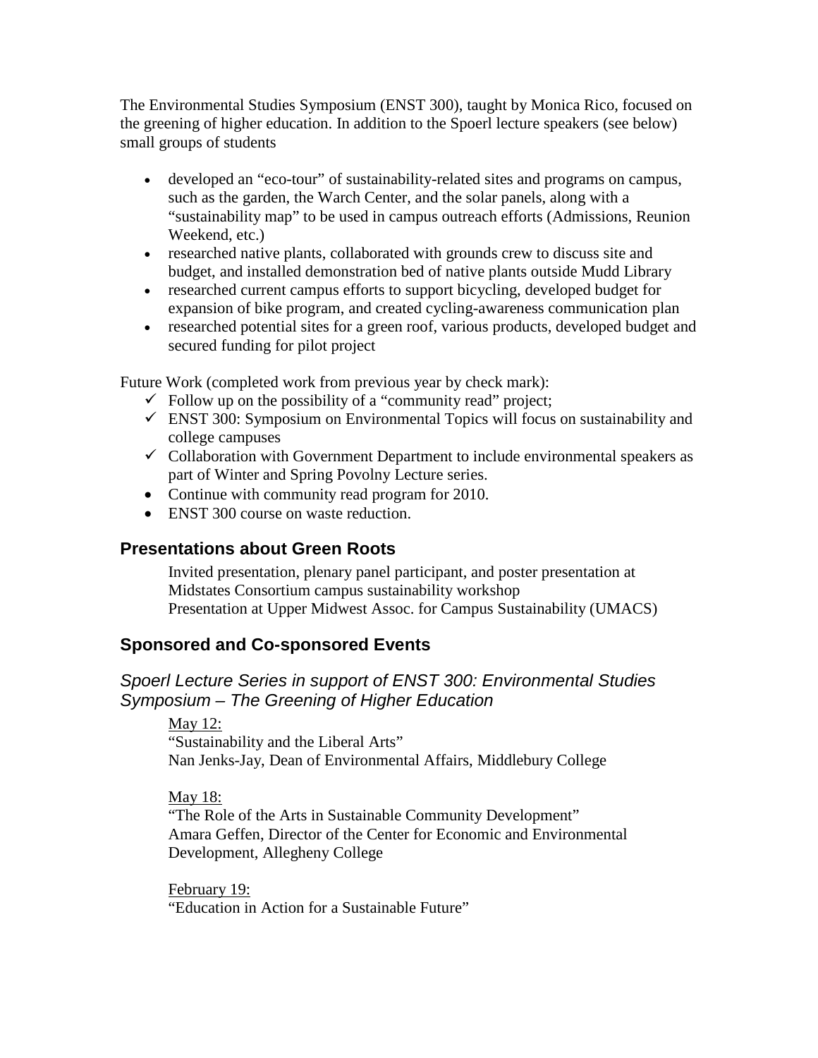The Environmental Studies Symposium (ENST 300), taught by Monica Rico, focused on the greening of higher education. In addition to the Spoerl lecture speakers (see below) small groups of students

- developed an "eco-tour" of sustainability-related sites and programs on campus, such as the garden, the Warch Center, and the solar panels, along with a "sustainability map" to be used in campus outreach efforts (Admissions, Reunion Weekend, etc.)
- researched native plants, collaborated with grounds crew to discuss site and budget, and installed demonstration bed of native plants outside Mudd Library
- researched current campus efforts to support bicycling, developed budget for expansion of bike program, and created cycling-awareness communication plan
- researched potential sites for a green roof, various products, developed budget and secured funding for pilot project

Future Work (completed work from previous year by check mark):

- ✓ Follow up on the possibility of a "community read" project;
- ✓ ENST 300: Symposium on Environmental Topics will focus on sustainability and college campuses
- ✓ Collaboration with Government Department to include environmental speakers as part of Winter and Spring Povolny Lecture series.
- Continue with community read program for 2010.
- ENST 300 course on waste reduction.

## Presentations about Green Roots

Invited presentation, plenary panel participant, and poster presentation at Midstates Consortium campus sustainability workshop
Presentation at Upper Midwest Assoc. for Campus Sustainability (UMACS)

## Sponsored and Co-sponsored Events

### *Spoerl Lecture Series in support of ENST 300: Environmental Studies Symposium – The Greening of Higher Education*

May 12:
"Sustainability and the Liberal Arts"
Nan Jenks-Jay, Dean of Environmental Affairs, Middlebury College

May 18:
"The Role of the Arts in Sustainable Community Development"
Amara Geffen, Director of the Center for Economic and Environmental Development, Allegheny College

February 19:
"Education in Action for a Sustainable Future"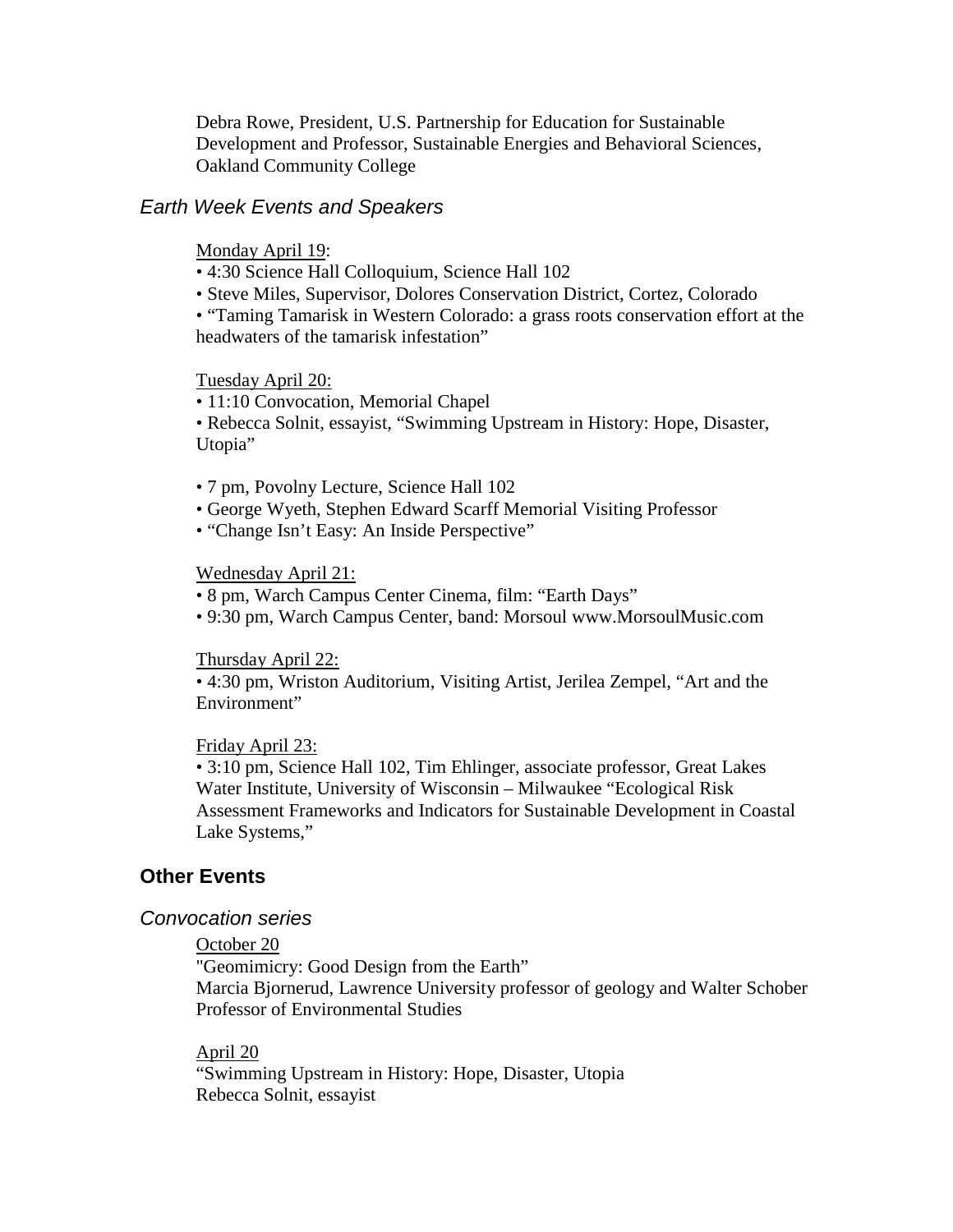Debra Rowe, President, U.S. Partnership for Education for Sustainable Development and Professor, Sustainable Energies and Behavioral Sciences, Oakland Community College

### *Earth Week Events and Speakers*

Monday April 19:

• 4:30 Science Hall Colloquium, Science Hall 102

• Steve Miles, Supervisor, Dolores Conservation District, Cortez, Colorado

• "Taming Tamarisk in Western Colorado: a grass roots conservation effort at the headwaters of the tamarisk infestation"

Tuesday April 20:

• 11:10 Convocation, Memorial Chapel

• Rebecca Solnit, essayist, "Swimming Upstream in History: Hope, Disaster, Utopia"

• 7 pm, Povolny Lecture, Science Hall 102

• George Wyeth, Stephen Edward Scarff Memorial Visiting Professor

• "Change Isn't Easy: An Inside Perspective"

Wednesday April 21:

• 8 pm, Warch Campus Center Cinema, film: "Earth Days"

• 9:30 pm, Warch Campus Center, band: Morsoul www.MorsoulMusic.com

Thursday April 22:

• 4:30 pm, Wriston Auditorium, Visiting Artist, Jerilea Zempel, "Art and the Environment"

Friday April 23:

• 3:10 pm, Science Hall 102, Tim Ehlinger, associate professor, Great Lakes Water Institute, University of Wisconsin – Milwaukee "Ecological Risk Assessment Frameworks and Indicators for Sustainable Development in Coastal Lake Systems,"

## Other Events

### *Convocation series*

October 20

"Geomimicry: Good Design from the Earth"

Marcia Bjornerud, Lawrence University professor of geology and Walter Schober Professor of Environmental Studies

April 20

"Swimming Upstream in History: Hope, Disaster, Utopia

Rebecca Solnit, essayist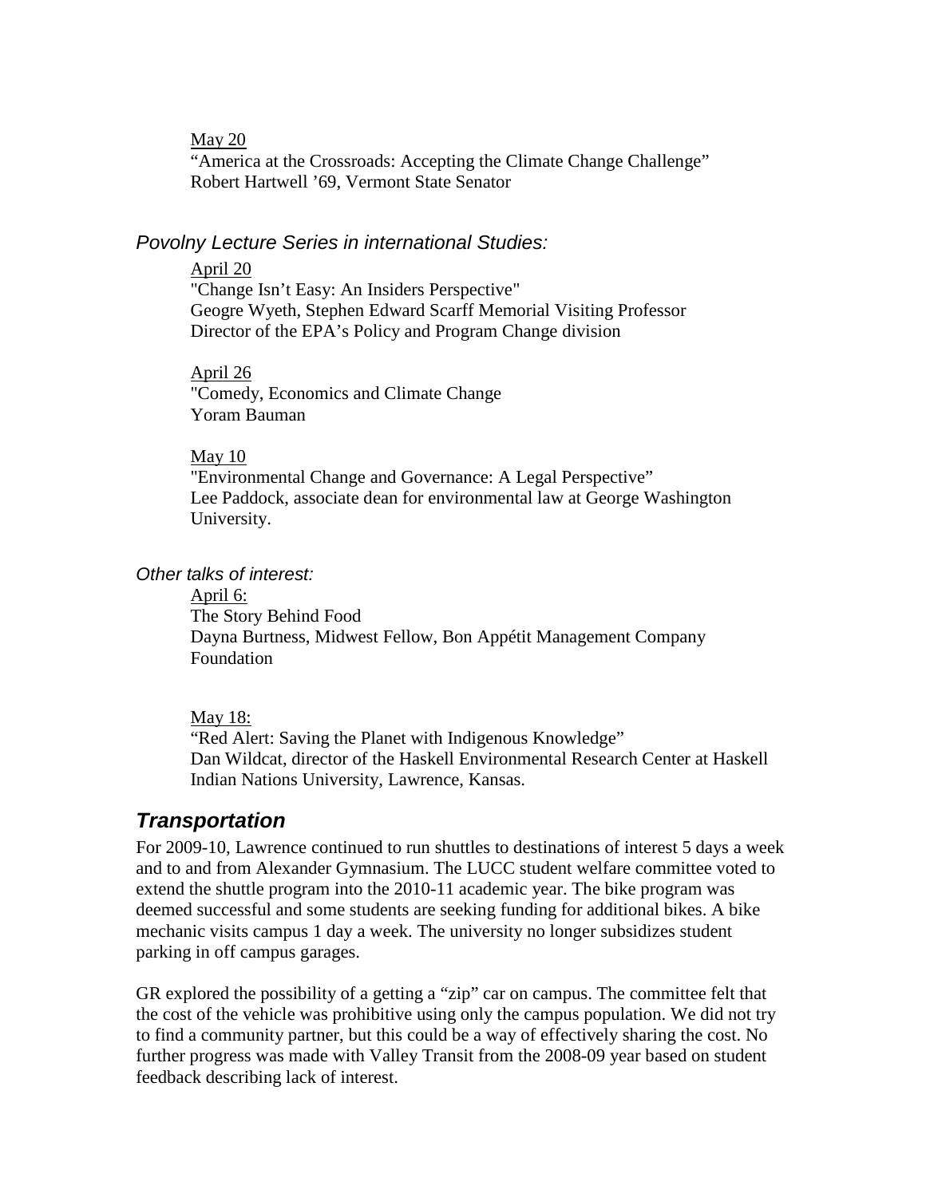May 20
"America at the Crossroads: Accepting the Climate Change Challenge"
Robert Hartwell '69, Vermont State Senator

*Povolny Lecture Series in international Studies:*

April 20
"Change Isn't Easy: An Insiders Perspective"
Geogre Wyeth, Stephen Edward Scarff Memorial Visiting Professor
Director of the EPA's Policy and Program Change division

April 26
"Comedy, Economics and Climate Change
Yoram Bauman

May 10
"Environmental Change and Governance: A Legal Perspective"
Lee Paddock, associate dean for environmental law at George Washington University.

*Other talks of interest:*

April 6:
The Story Behind Food
Dayna Burtness, Midwest Fellow, Bon Appétit Management Company Foundation

May 18:
"Red Alert: Saving the Planet with Indigenous Knowledge"
Dan Wildcat, director of the Haskell Environmental Research Center at Haskell Indian Nations University, Lawrence, Kansas.

## *Transportation*

For 2009-10, Lawrence continued to run shuttles to destinations of interest 5 days a week and to and from Alexander Gymnasium. The LUCC student welfare committee voted to extend the shuttle program into the 2010-11 academic year. The bike program was deemed successful and some students are seeking funding for additional bikes. A bike mechanic visits campus 1 day a week. The university no longer subsidizes student parking in off campus garages.

GR explored the possibility of a getting a "zip" car on campus. The committee felt that the cost of the vehicle was prohibitive using only the campus population. We did not try to find a community partner, but this could be a way of effectively sharing the cost. No further progress was made with Valley Transit from the 2008-09 year based on student feedback describing lack of interest.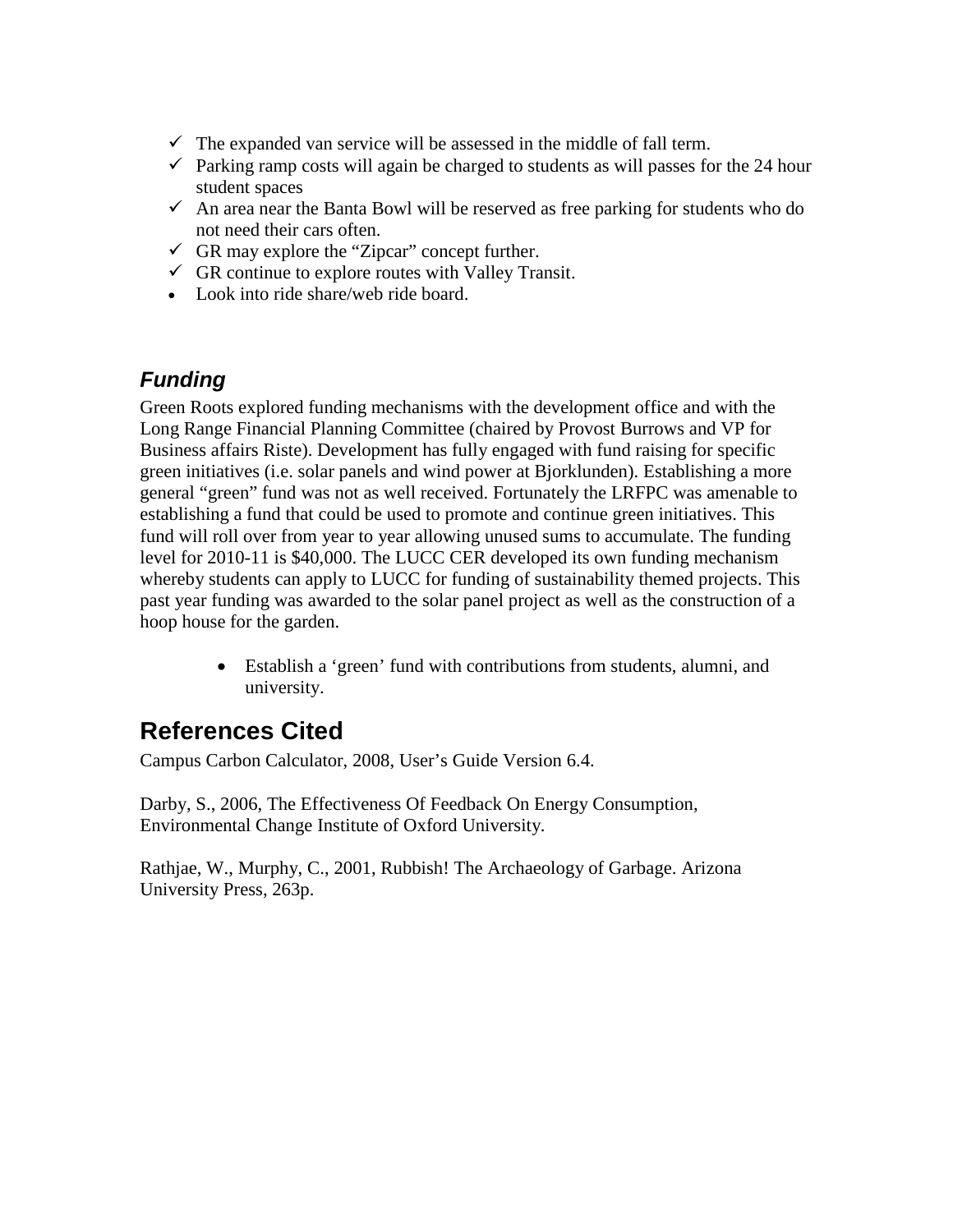- ✓ The expanded van service will be assessed in the middle of fall term.
- ✓ Parking ramp costs will again be charged to students as will passes for the 24 hour student spaces
- ✓ An area near the Banta Bowl will be reserved as free parking for students who do not need their cars often.
- ✓ GR may explore the "Zipcar" concept further.
- ✓ GR continue to explore routes with Valley Transit.
- Look into ride share/web ride board.

### *Funding*

Green Roots explored funding mechanisms with the development office and with the Long Range Financial Planning Committee (chaired by Provost Burrows and VP for Business affairs Riste). Development has fully engaged with fund raising for specific green initiatives (i.e. solar panels and wind power at Bjorklunden). Establishing a more general "green" fund was not as well received. Fortunately the LRFPC was amenable to establishing a fund that could be used to promote and continue green initiatives. This fund will roll over from year to year allowing unused sums to accumulate. The funding level for 2010-11 is $40,000. The LUCC CER developed its own funding mechanism whereby students can apply to LUCC for funding of sustainability themed projects. This past year funding was awarded to the solar panel project as well as the construction of a hoop house for the garden.

- Establish a 'green' fund with contributions from students, alumni, and university.

## References Cited

Campus Carbon Calculator, 2008, User's Guide Version 6.4.

Darby, S., 2006, The Effectiveness Of Feedback On Energy Consumption, Environmental Change Institute of Oxford University.

Rathjae, W., Murphy, C., 2001, Rubbish! The Archaeology of Garbage. Arizona University Press, 263p.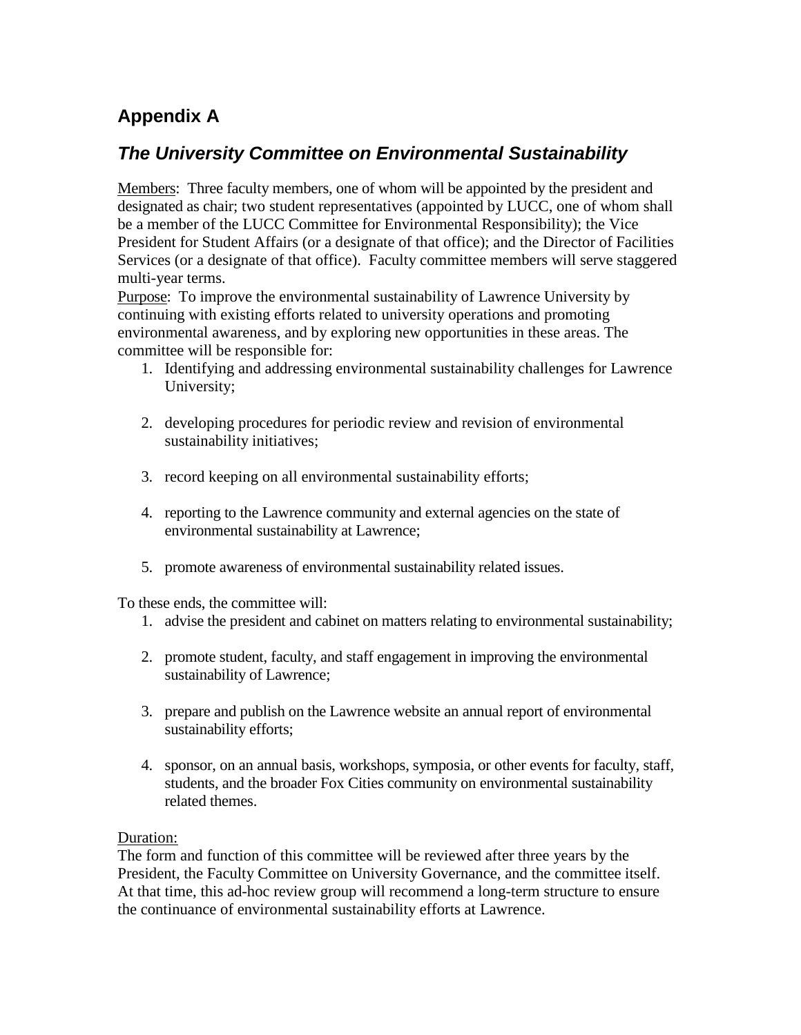## Appendix A

### *The University Committee on Environmental Sustainability*

Members: Three faculty members, one of whom will be appointed by the president and designated as chair; two student representatives (appointed by LUCC, one of whom shall be a member of the LUCC Committee for Environmental Responsibility); the Vice President for Student Affairs (or a designate of that office); and the Director of Facilities Services (or a designate of that office). Faculty committee members will serve staggered multi-year terms.

Purpose: To improve the environmental sustainability of Lawrence University by continuing with existing efforts related to university operations and promoting environmental awareness, and by exploring new opportunities in these areas. The committee will be responsible for:

1. Identifying and addressing environmental sustainability challenges for Lawrence University;
2. developing procedures for periodic review and revision of environmental sustainability initiatives;
3. record keeping on all environmental sustainability efforts;
4. reporting to the Lawrence community and external agencies on the state of environmental sustainability at Lawrence;
5. promote awareness of environmental sustainability related issues.

To these ends, the committee will:

1. advise the president and cabinet on matters relating to environmental sustainability;
2. promote student, faculty, and staff engagement in improving the environmental sustainability of Lawrence;
3. prepare and publish on the Lawrence website an annual report of environmental sustainability efforts;
4. sponsor, on an annual basis, workshops, symposia, or other events for faculty, staff, students, and the broader Fox Cities community on environmental sustainability related themes.

Duration:

The form and function of this committee will be reviewed after three years by the President, the Faculty Committee on University Governance, and the committee itself. At that time, this ad-hoc review group will recommend a long-term structure to ensure the continuance of environmental sustainability efforts at Lawrence.